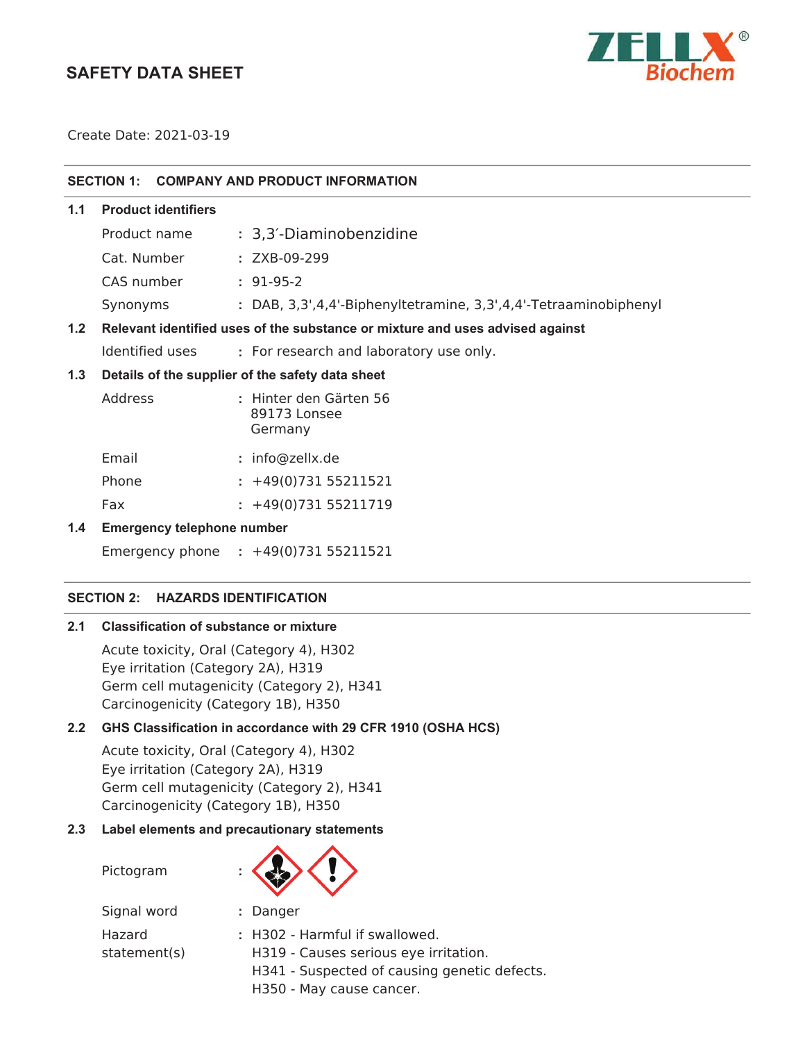# SAFETY DATA SHEET

ZELLX® Biochem

Create Date: 2021-03-19

## SECTION 1: COMPANY AND PRODUCT INFORMATION

### 1.1 Product identifiers

| | | |
|---|---|---|
| Product name | : | 3,3′-Diaminobenzidine |
| Cat. Number | : | ZXB-09-299 |
| CAS number | : | 91-95-2 |
| Synonyms | : | DAB, 3,3',4,4'-Biphenyltetramine, 3,3',4,4'-Tetraaminobiphenyl |

### 1.2 Relevant identified uses of the substance or mixture and uses advised against

Identified uses : For research and laboratory use only.

### 1.3 Details of the supplier of the safety data sheet

| | | |
|---|---|---|
| Address | : | Hinter den Gärten 56<br>89173 Lonsee<br>Germany |
| Email | : | info@zellx.de |
| Phone | : | +49(0)731 55211521 |
| Fax | : | +49(0)731 55211719 |

### 1.4 Emergency telephone number

Emergency phone : +49(0)731 55211521

## SECTION 2: HAZARDS IDENTIFICATION

### 2.1 Classification of substance or mixture

Acute toxicity, Oral (Category 4), H302
Eye irritation (Category 2A), H319
Germ cell mutagenicity (Category 2), H341
Carcinogenicity (Category 1B), H350

### 2.2 GHS Classification in accordance with 29 CFR 1910 (OSHA HCS)

Acute toxicity, Oral (Category 4), H302
Eye irritation (Category 2A), H319
Germ cell mutagenicity (Category 2), H341
Carcinogenicity (Category 1B), H350

### 2.3 Label elements and precautionary statements

Pictogram :

Signal word : Danger

Hazard statement(s) :
H302 - Harmful if swallowed.
H319 - Causes serious eye irritation.
H341 - Suspected of causing genetic defects.
H350 - May cause cancer.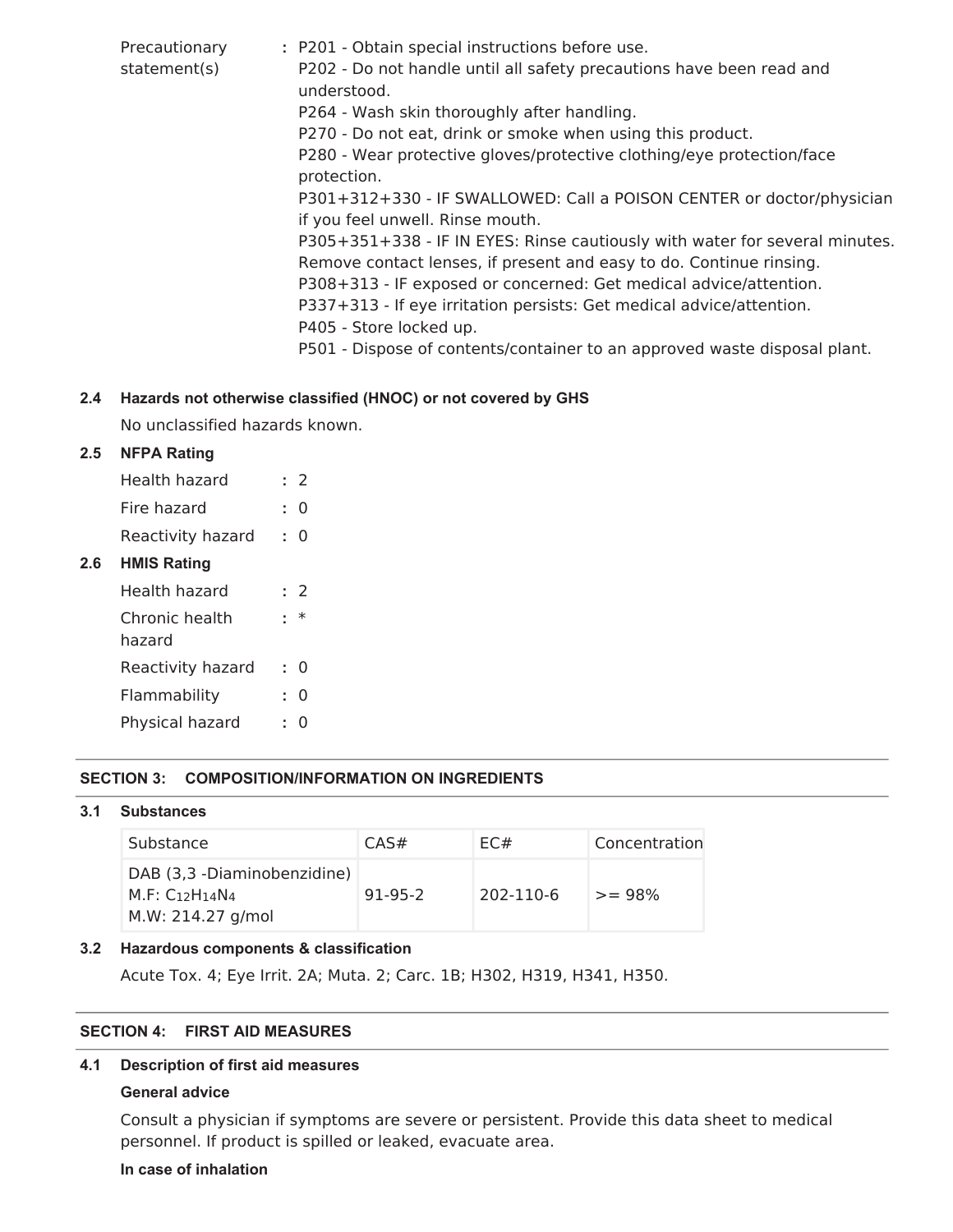Precautionary statement(s) : P201 - Obtain special instructions before use.
P202 - Do not handle until all safety precautions have been read and understood.
P264 - Wash skin thoroughly after handling.
P270 - Do not eat, drink or smoke when using this product.
P280 - Wear protective gloves/protective clothing/eye protection/face protection.
P301+312+330 - IF SWALLOWED: Call a POISON CENTER or doctor/physician if you feel unwell. Rinse mouth.
P305+351+338 - IF IN EYES: Rinse cautiously with water for several minutes. Remove contact lenses, if present and easy to do. Continue rinsing.
P308+313 - IF exposed or concerned: Get medical advice/attention.
P337+313 - If eye irritation persists: Get medical advice/attention.
P405 - Store locked up.
P501 - Dispose of contents/container to an approved waste disposal plant.

### 2.4 Hazards not otherwise classified (HNOC) or not covered by GHS

No unclassified hazards known.

### 2.5 NFPA Rating

| | |
|---|---|
| Health hazard | : 2 |
| Fire hazard | : 0 |
| Reactivity hazard | : 0 |

### 2.6 HMIS Rating

| | |
|---|---|
| Health hazard | : 2 |
| Chronic health hazard | : * |
| Reactivity hazard | : 0 |
| Flammability | : 0 |
| Physical hazard | : 0 |

## SECTION 3: COMPOSITION/INFORMATION ON INGREDIENTS

### 3.1 Substances

| Substance | CAS# | EC# | Concentration |
|---|---|---|---|
| DAB (3,3 -Diaminobenzidine) M.F: $C_{12}H_{14}N_4$ M.W: 214.27 g/mol | 91-95-2 | 202-110-6 | >= 98% |

### 3.2 Hazardous components & classification

Acute Tox. 4; Eye Irrit. 2A; Muta. 2; Carc. 1B; H302, H319, H341, H350.

## SECTION 4: FIRST AID MEASURES

### 4.1 Description of first aid measures

**General advice**

Consult a physician if symptoms are severe or persistent. Provide this data sheet to medical personnel. If product is spilled or leaked, evacuate area.

**In case of inhalation**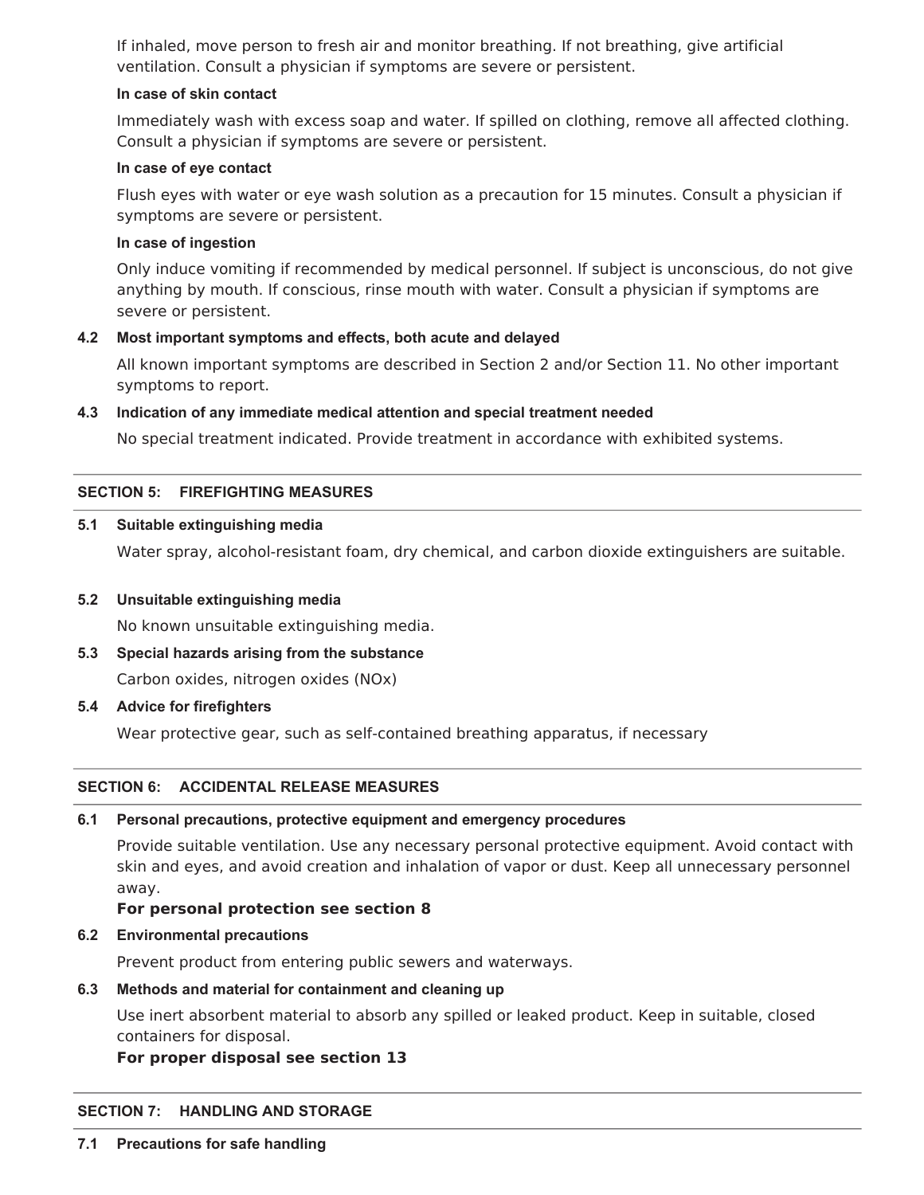If inhaled, move person to fresh air and monitor breathing. If not breathing, give artificial ventilation. Consult a physician if symptoms are severe or persistent.

**In case of skin contact**

Immediately wash with excess soap and water. If spilled on clothing, remove all affected clothing. Consult a physician if symptoms are severe or persistent.

**In case of eye contact**

Flush eyes with water or eye wash solution as a precaution for 15 minutes. Consult a physician if symptoms are severe or persistent.

**In case of ingestion**

Only induce vomiting if recommended by medical personnel. If subject is unconscious, do not give anything by mouth. If conscious, rinse mouth with water. Consult a physician if symptoms are severe or persistent.

### 4.2 Most important symptoms and effects, both acute and delayed

All known important symptoms are described in Section 2 and/or Section 11. No other important symptoms to report.

### 4.3 Indication of any immediate medical attention and special treatment needed

No special treatment indicated. Provide treatment in accordance with exhibited systems.

## SECTION 5: FIREFIGHTING MEASURES

### 5.1 Suitable extinguishing media

Water spray, alcohol-resistant foam, dry chemical, and carbon dioxide extinguishers are suitable.

### 5.2 Unsuitable extinguishing media

No known unsuitable extinguishing media.

### 5.3 Special hazards arising from the substance

Carbon oxides, nitrogen oxides (NOx)

### 5.4 Advice for firefighters

Wear protective gear, such as self-contained breathing apparatus, if necessary

## SECTION 6: ACCIDENTAL RELEASE MEASURES

### 6.1 Personal precautions, protective equipment and emergency procedures

Provide suitable ventilation. Use any necessary personal protective equipment. Avoid contact with skin and eyes, and avoid creation and inhalation of vapor or dust. Keep all unnecessary personnel away.

**For personal protection see section 8**

### 6.2 Environmental precautions

Prevent product from entering public sewers and waterways.

### 6.3 Methods and material for containment and cleaning up

Use inert absorbent material to absorb any spilled or leaked product. Keep in suitable, closed containers for disposal.

**For proper disposal see section 13**

## SECTION 7: HANDLING AND STORAGE

### 7.1 Precautions for safe handling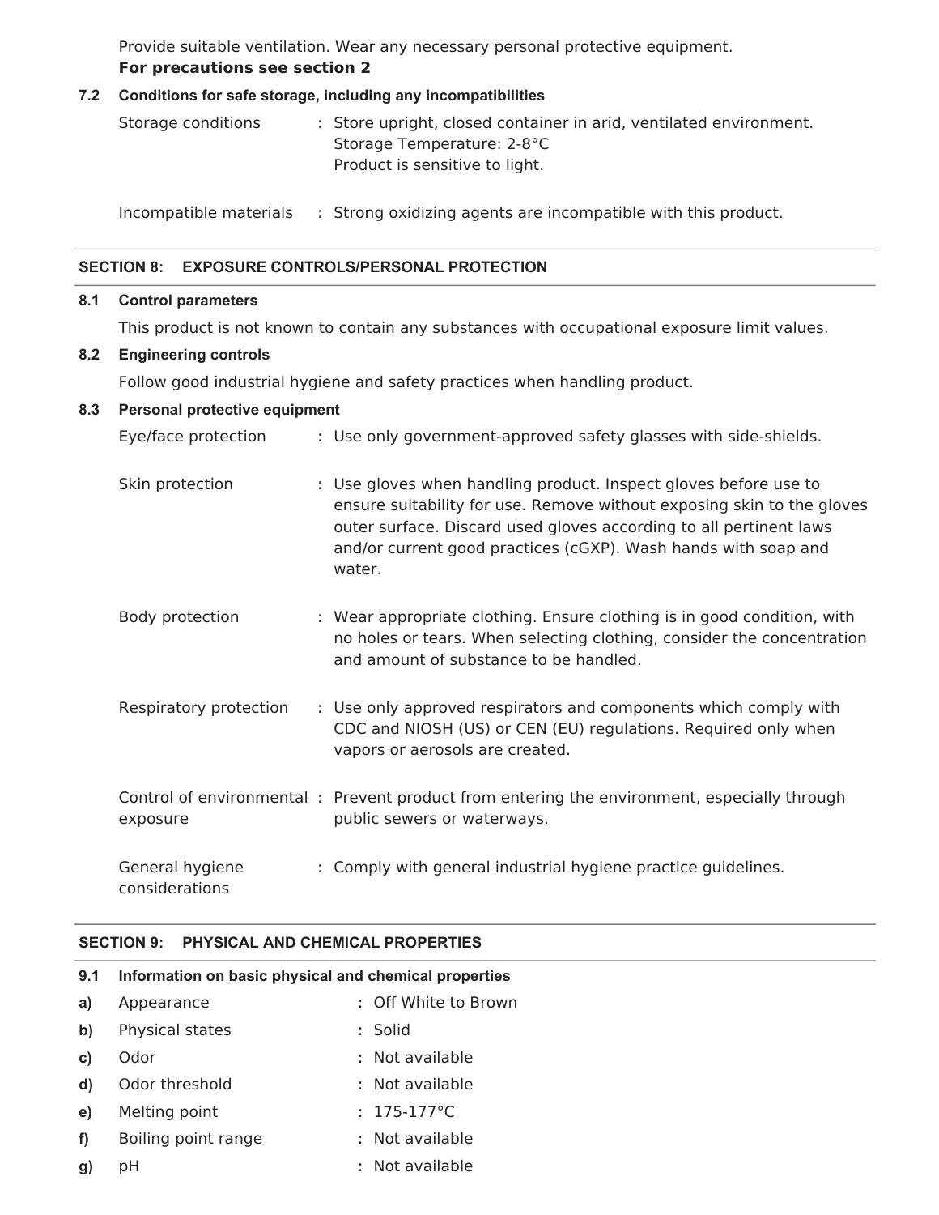Provide suitable ventilation. Wear any necessary personal protective equipment.
**For precautions see section 2**

### 7.2 Conditions for safe storage, including any incompatibilities

| | |
|---|---|
| Storage conditions | : Store upright, closed container in arid, ventilated environment. Storage Temperature: 2-8°C Product is sensitive to light. |
| Incompatible materials | : Strong oxidizing agents are incompatible with this product. |

## SECTION 8: EXPOSURE CONTROLS/PERSONAL PROTECTION

### 8.1 Control parameters

This product is not known to contain any substances with occupational exposure limit values.

### 8.2 Engineering controls

Follow good industrial hygiene and safety practices when handling product.

### 8.3 Personal protective equipment

| | |
|---|---|
| Eye/face protection | : Use only government-approved safety glasses with side-shields. |
| Skin protection | : Use gloves when handling product. Inspect gloves before use to ensure suitability for use. Remove without exposing skin to the gloves outer surface. Discard used gloves according to all pertinent laws and/or current good practices (cGXP). Wash hands with soap and water. |
| Body protection | : Wear appropriate clothing. Ensure clothing is in good condition, with no holes or tears. When selecting clothing, consider the concentration and amount of substance to be handled. |
| Respiratory protection | : Use only approved respirators and components which comply with CDC and NIOSH (US) or CEN (EU) regulations. Required only when vapors or aerosols are created. |
| Control of environmental exposure | : Prevent product from entering the environment, especially through public sewers or waterways. |
| General hygiene considerations | : Comply with general industrial hygiene practice guidelines. |

## SECTION 9: PHYSICAL AND CHEMICAL PROPERTIES

### 9.1 Information on basic physical and chemical properties

| | | |
|---|---|---|
| a) | Appearance | : Off White to Brown |
| b) | Physical states | : Solid |
| c) | Odor | : Not available |
| d) | Odor threshold | : Not available |
| e) | Melting point | : 175-177°C |
| f) | Boiling point range | : Not available |
| g) | pH | : Not available |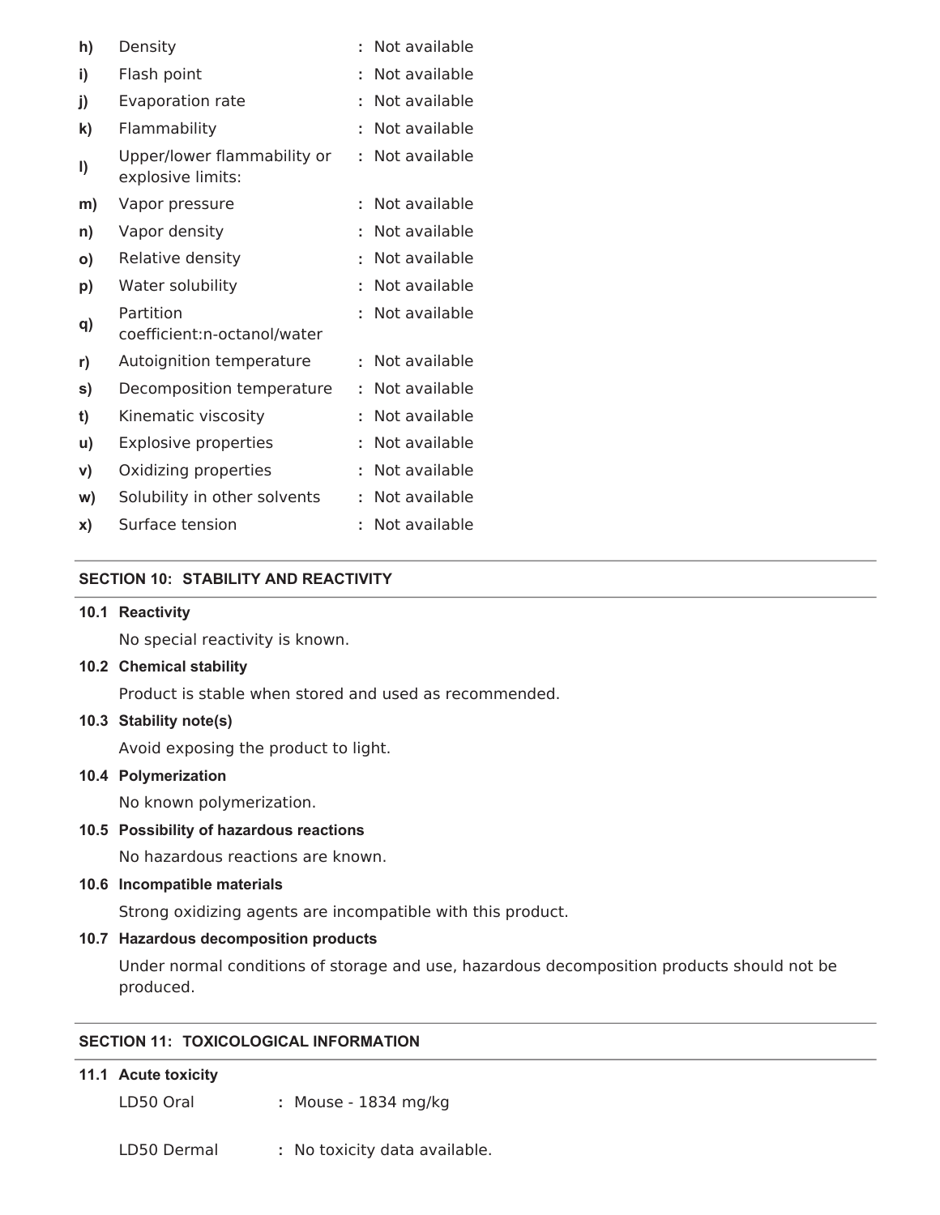| | | | |
|---|---|---|---|
| **h)** | Density | : | Not available |
| **i)** | Flash point | : | Not available |
| **j)** | Evaporation rate | : | Not available |
| **k)** | Flammability | : | Not available |
| **l)** | Upper/lower flammability or explosive limits: | : | Not available |
| **m)** | Vapor pressure | : | Not available |
| **n)** | Vapor density | : | Not available |
| **o)** | Relative density | : | Not available |
| **p)** | Water solubility | : | Not available |
| **q)** | Partition coefficient:n-octanol/water | : | Not available |
| **r)** | Autoignition temperature | : | Not available |
| **s)** | Decomposition temperature | : | Not available |
| **t)** | Kinematic viscosity | : | Not available |
| **u)** | Explosive properties | : | Not available |
| **v)** | Oxidizing properties | : | Not available |
| **w)** | Solubility in other solvents | : | Not available |
| **x)** | Surface tension | : | Not available |

## SECTION 10: STABILITY AND REACTIVITY

**10.1 Reactivity**

No special reactivity is known.

**10.2 Chemical stability**

Product is stable when stored and used as recommended.

**10.3 Stability note(s)**

Avoid exposing the product to light.

**10.4 Polymerization**

No known polymerization.

**10.5 Possibility of hazardous reactions**

No hazardous reactions are known.

**10.6 Incompatible materials**

Strong oxidizing agents are incompatible with this product.

**10.7 Hazardous decomposition products**

Under normal conditions of storage and use, hazardous decomposition products should not be produced.

## SECTION 11: TOXICOLOGICAL INFORMATION

**11.1 Acute toxicity**

LD50 Oral : Mouse - 1834 mg/kg

LD50 Dermal : No toxicity data available.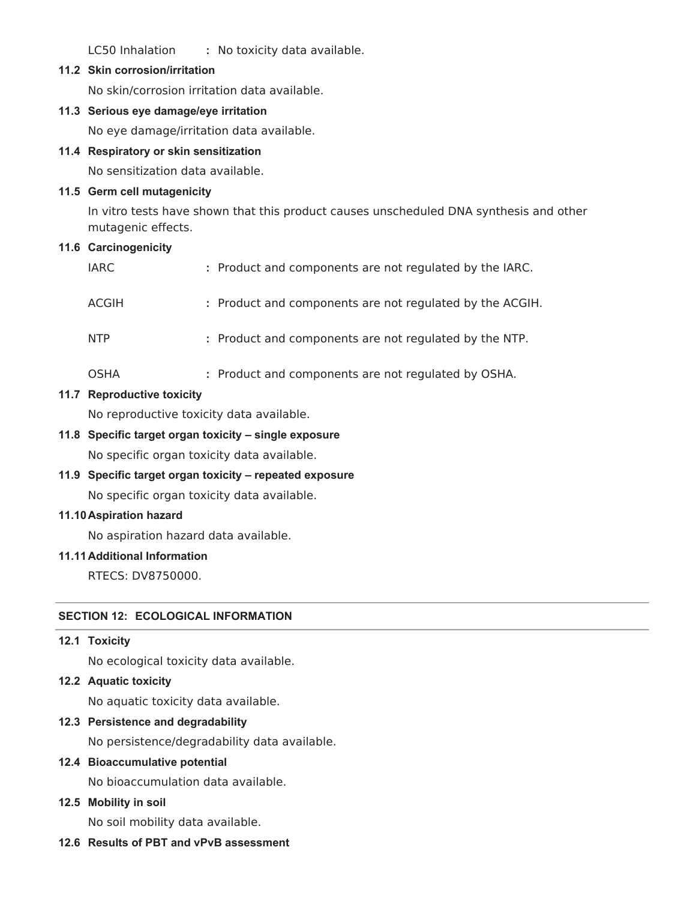LC50 Inhalation : No toxicity data available.

### 11.2 Skin corrosion/irritation

No skin/corrosion irritation data available.

### 11.3 Serious eye damage/eye irritation

No eye damage/irritation data available.

### 11.4 Respiratory or skin sensitization

No sensitization data available.

### 11.5 Germ cell mutagenicity

In vitro tests have shown that this product causes unscheduled DNA synthesis and other mutagenic effects.

### 11.6 Carcinogenicity

| | |
|---|---|
| IARC | : Product and components are not regulated by the IARC. |
| ACGIH | : Product and components are not regulated by the ACGIH. |
| NTP | : Product and components are not regulated by the NTP. |
| OSHA | : Product and components are not regulated by OSHA. |

### 11.7 Reproductive toxicity

No reproductive toxicity data available.

### 11.8 Specific target organ toxicity – single exposure

No specific organ toxicity data available.

### 11.9 Specific target organ toxicity – repeated exposure

No specific organ toxicity data available.

### 11.10 Aspiration hazard

No aspiration hazard data available.

### 11.11 Additional Information

RTECS: DV8750000.

## SECTION 12: ECOLOGICAL INFORMATION

### 12.1 Toxicity

No ecological toxicity data available.

### 12.2 Aquatic toxicity

No aquatic toxicity data available.

### 12.3 Persistence and degradability

No persistence/degradability data available.

### 12.4 Bioaccumulative potential

No bioaccumulation data available.

### 12.5 Mobility in soil

No soil mobility data available.

### 12.6 Results of PBT and vPvB assessment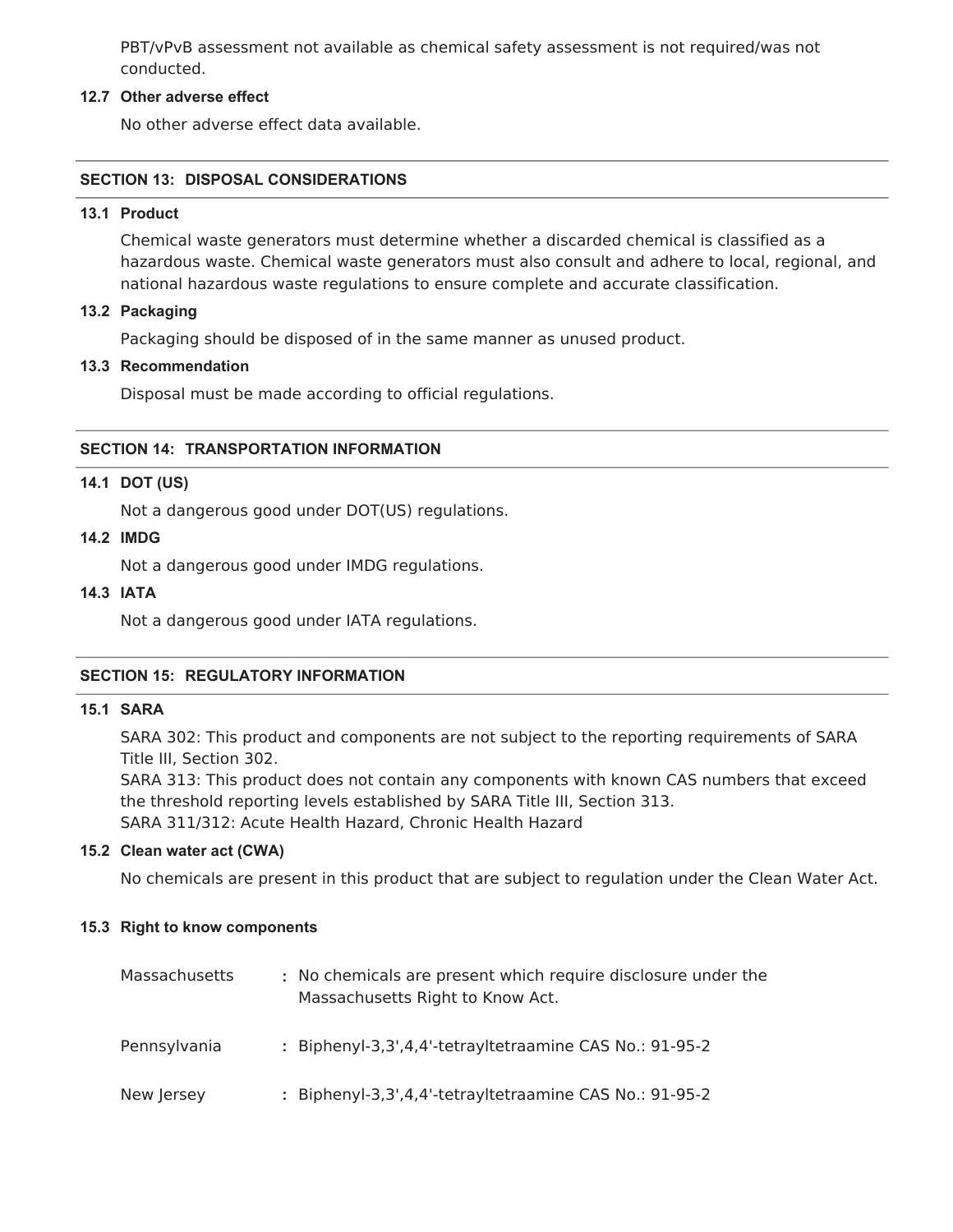PBT/vPvB assessment not available as chemical safety assessment is not required/was not conducted.

**12.7 Other adverse effect**

No other adverse effect data available.

## SECTION 13: DISPOSAL CONSIDERATIONS

**13.1 Product**

Chemical waste generators must determine whether a discarded chemical is classified as a hazardous waste. Chemical waste generators must also consult and adhere to local, regional, and national hazardous waste regulations to ensure complete and accurate classification.

**13.2 Packaging**

Packaging should be disposed of in the same manner as unused product.

**13.3 Recommendation**

Disposal must be made according to official regulations.

## SECTION 14: TRANSPORTATION INFORMATION

**14.1 DOT (US)**

Not a dangerous good under DOT(US) regulations.

**14.2 IMDG**

Not a dangerous good under IMDG regulations.

**14.3 IATA**

Not a dangerous good under IATA regulations.

## SECTION 15: REGULATORY INFORMATION

**15.1 SARA**

SARA 302: This product and components are not subject to the reporting requirements of SARA Title III, Section 302.
SARA 313: This product does not contain any components with known CAS numbers that exceed the threshold reporting levels established by SARA Title III, Section 313.
SARA 311/312: Acute Health Hazard, Chronic Health Hazard

**15.2 Clean water act (CWA)**

No chemicals are present in this product that are subject to regulation under the Clean Water Act.

**15.3 Right to know components**

| | |
|---|---|
| Massachusetts | : No chemicals are present which require disclosure under the Massachusetts Right to Know Act. |
| Pennsylvania | : Biphenyl-3,3',4,4'-tetrayltetraamine CAS No.: 91-95-2 |
| New Jersey | : Biphenyl-3,3',4,4'-tetrayltetraamine CAS No.: 91-95-2 |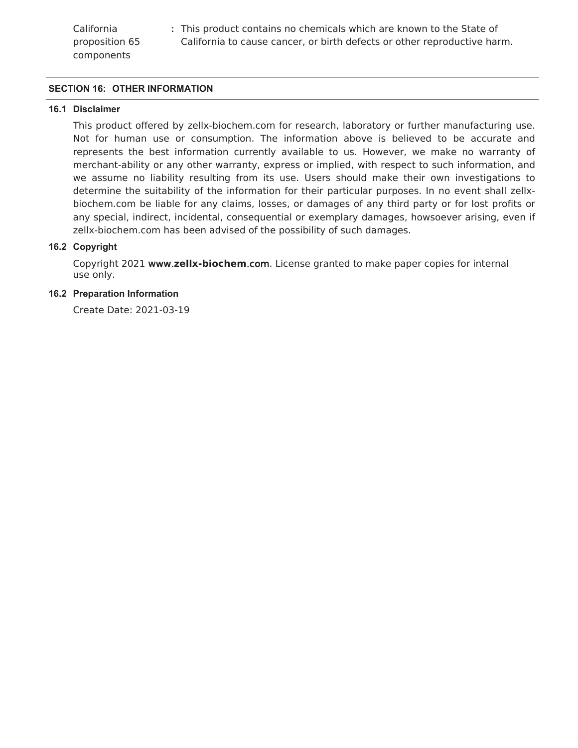| | | |
|---|---|---|
| California proposition 65 components | : | This product contains no chemicals which are known to the State of California to cause cancer, or birth defects or other reproductive harm. |

## SECTION 16: OTHER INFORMATION

### 16.1 Disclaimer

This product offered by zellx-biochem.com for research, laboratory or further manufacturing use. Not for human use or consumption. The information above is believed to be accurate and represents the best information currently available to us. However, we make no warranty of merchant-ability or any other warranty, express or implied, with respect to such information, and we assume no liability resulting from its use. Users should make their own investigations to determine the suitability of the information for their particular purposes. In no event shall zellx-biochem.com be liable for any claims, losses, or damages of any third party or for lost profits or any special, indirect, incidental, consequential or exemplary damages, howsoever arising, even if zellx-biochem.com has been advised of the possibility of such damages.

### 16.2 Copyright

Copyright 2021 www.**zellx-biochem**.com. License granted to make paper copies for internal use only.

### 16.2 Preparation Information

Create Date: 2021-03-19